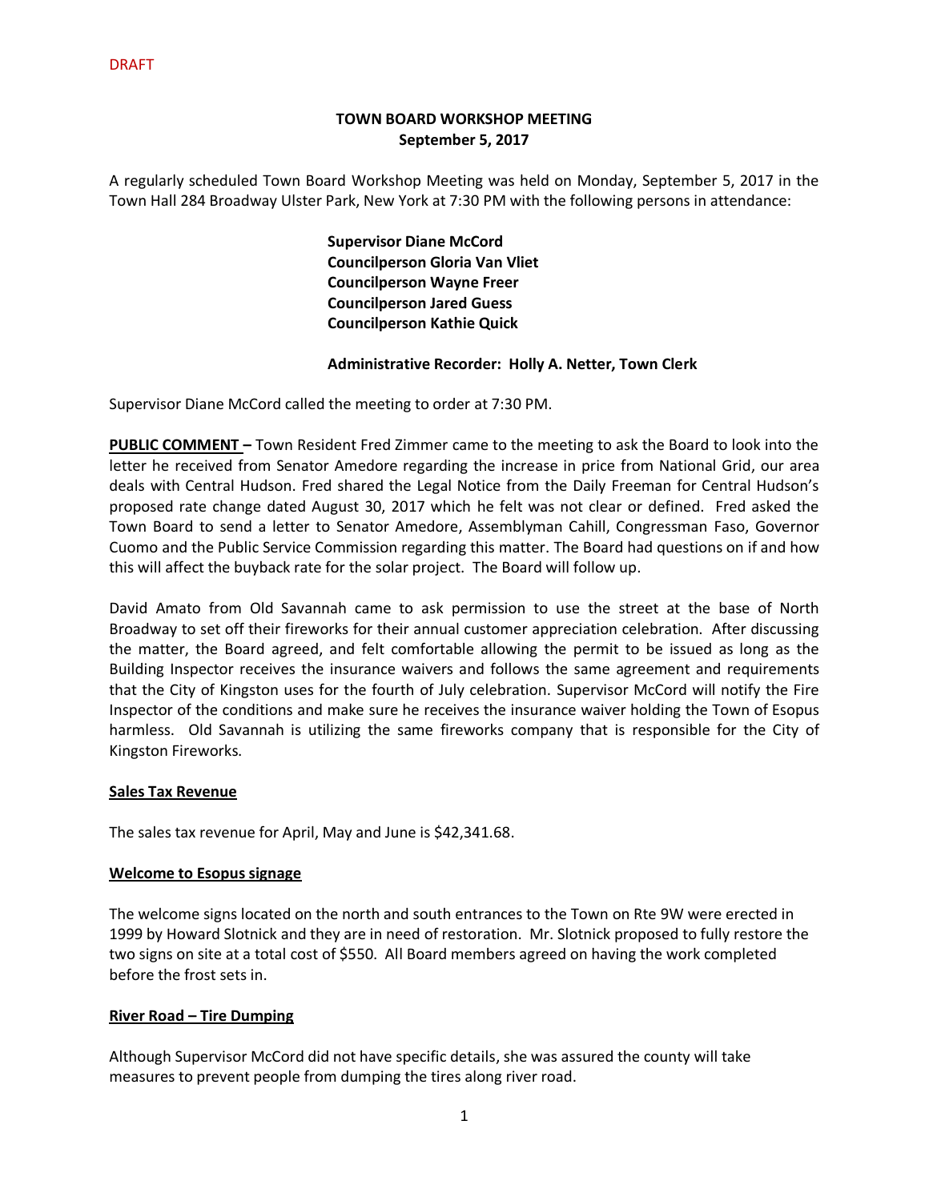DRAFT

# TOWN BOARD WORKSHOP MEETING
## September 5, 2017

A regularly scheduled Town Board Workshop Meeting was held on Monday, September 5, 2017 in the Town Hall 284 Broadway Ulster Park, New York at 7:30 PM with the following persons in attendance:

**Supervisor Diane McCord**
**Councilperson Gloria Van Vliet**
**Councilperson Wayne Freer**
**Councilperson Jared Guess**
**Councilperson Kathie Quick**

**Administrative Recorder: Holly A. Netter, Town Clerk**

Supervisor Diane McCord called the meeting to order at 7:30 PM.

**PUBLIC COMMENT –** Town Resident Fred Zimmer came to the meeting to ask the Board to look into the letter he received from Senator Amedore regarding the increase in price from National Grid, our area deals with Central Hudson. Fred shared the Legal Notice from the Daily Freeman for Central Hudson's proposed rate change dated August 30, 2017 which he felt was not clear or defined. Fred asked the Town Board to send a letter to Senator Amedore, Assemblyman Cahill, Congressman Faso, Governor Cuomo and the Public Service Commission regarding this matter. The Board had questions on if and how this will affect the buyback rate for the solar project. The Board will follow up.

David Amato from Old Savannah came to ask permission to use the street at the base of North Broadway to set off their fireworks for their annual customer appreciation celebration. After discussing the matter, the Board agreed, and felt comfortable allowing the permit to be issued as long as the Building Inspector receives the insurance waivers and follows the same agreement and requirements that the City of Kingston uses for the fourth of July celebration. Supervisor McCord will notify the Fire Inspector of the conditions and make sure he receives the insurance waiver holding the Town of Esopus harmless. Old Savannah is utilizing the same fireworks company that is responsible for the City of Kingston Fireworks.

**Sales Tax Revenue**

The sales tax revenue for April, May and June is $42,341.68.

**Welcome to Esopus signage**

The welcome signs located on the north and south entrances to the Town on Rte 9W were erected in 1999 by Howard Slotnick and they are in need of restoration. Mr. Slotnick proposed to fully restore the two signs on site at a total cost of $550. All Board members agreed on having the work completed before the frost sets in.

**River Road – Tire Dumping**

Although Supervisor McCord did not have specific details, she was assured the county will take measures to prevent people from dumping the tires along river road.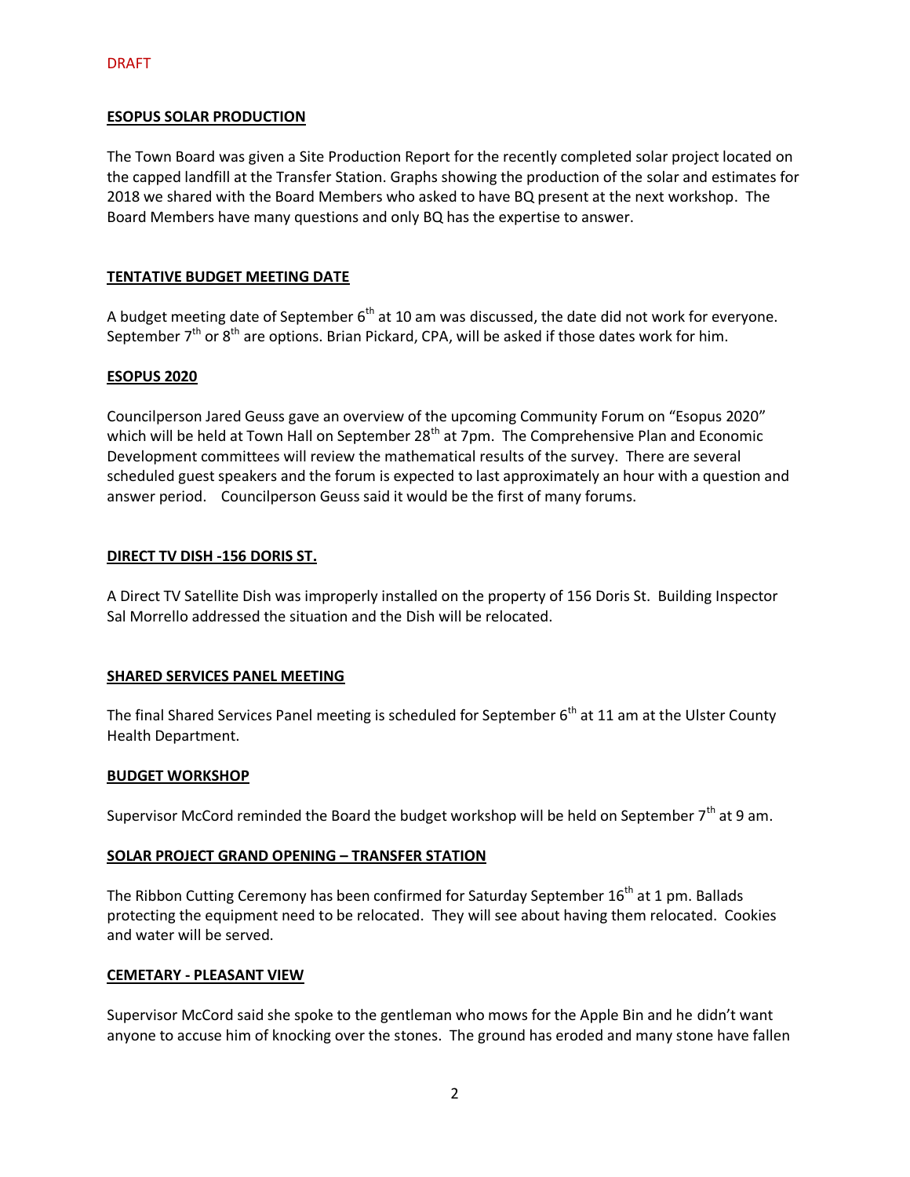DRAFT

**ESOPUS SOLAR PRODUCTION**

The Town Board was given a Site Production Report for the recently completed solar project located on the capped landfill at the Transfer Station. Graphs showing the production of the solar and estimates for 2018 we shared with the Board Members who asked to have BQ present at the next workshop. The Board Members have many questions and only BQ has the expertise to answer.

**TENTATIVE BUDGET MEETING DATE**

A budget meeting date of September 6th at 10 am was discussed, the date did not work for everyone. September 7th or 8th are options. Brian Pickard, CPA, will be asked if those dates work for him.

**ESOPUS 2020**

Councilperson Jared Geuss gave an overview of the upcoming Community Forum on "Esopus 2020" which will be held at Town Hall on September 28th at 7pm. The Comprehensive Plan and Economic Development committees will review the mathematical results of the survey. There are several scheduled guest speakers and the forum is expected to last approximately an hour with a question and answer period. Councilperson Geuss said it would be the first of many forums.

**DIRECT TV DISH -156 DORIS ST.**

A Direct TV Satellite Dish was improperly installed on the property of 156 Doris St. Building Inspector Sal Morrello addressed the situation and the Dish will be relocated.

**SHARED SERVICES PANEL MEETING**

The final Shared Services Panel meeting is scheduled for September 6th at 11 am at the Ulster County Health Department.

**BUDGET WORKSHOP**

Supervisor McCord reminded the Board the budget workshop will be held on September 7th at 9 am.

**SOLAR PROJECT GRAND OPENING – TRANSFER STATION**

The Ribbon Cutting Ceremony has been confirmed for Saturday September 16th at 1 pm. Ballads protecting the equipment need to be relocated. They will see about having them relocated. Cookies and water will be served.

**CEMETARY - PLEASANT VIEW**

Supervisor McCord said she spoke to the gentleman who mows for the Apple Bin and he didn't want anyone to accuse him of knocking over the stones. The ground has eroded and many stone have fallen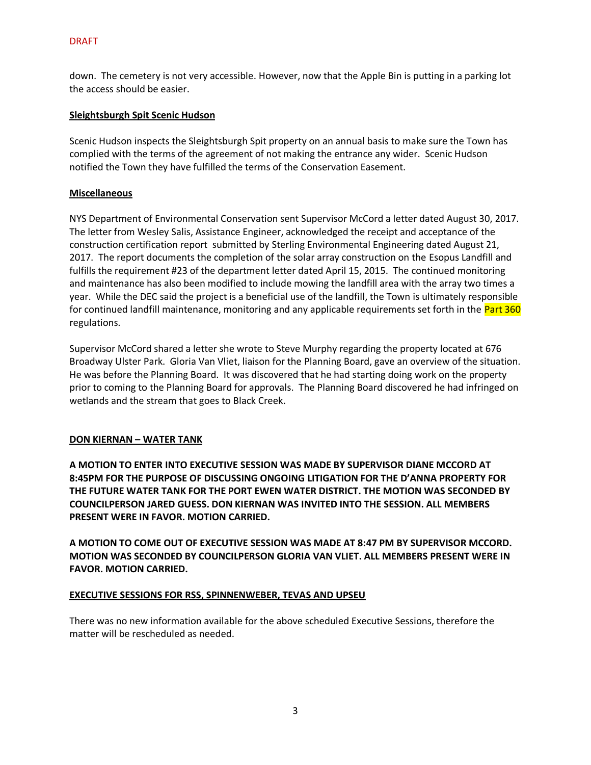DRAFT

down. The cemetery is not very accessible. However, now that the Apple Bin is putting in a parking lot the access should be easier.

**Sleightsburgh Spit Scenic Hudson**

Scenic Hudson inspects the Sleightsburgh Spit property on an annual basis to make sure the Town has complied with the terms of the agreement of not making the entrance any wider. Scenic Hudson notified the Town they have fulfilled the terms of the Conservation Easement.

**Miscellaneous**

NYS Department of Environmental Conservation sent Supervisor McCord a letter dated August 30, 2017. The letter from Wesley Salis, Assistance Engineer, acknowledged the receipt and acceptance of the construction certification report submitted by Sterling Environmental Engineering dated August 21, 2017. The report documents the completion of the solar array construction on the Esopus Landfill and fulfills the requirement #23 of the department letter dated April 15, 2015. The continued monitoring and maintenance has also been modified to include mowing the landfill area with the array two times a year. While the DEC said the project is a beneficial use of the landfill, the Town is ultimately responsible for continued landfill maintenance, monitoring and any applicable requirements set forth in the Part 360 regulations.

Supervisor McCord shared a letter she wrote to Steve Murphy regarding the property located at 676 Broadway Ulster Park. Gloria Van Vliet, liaison for the Planning Board, gave an overview of the situation. He was before the Planning Board. It was discovered that he had starting doing work on the property prior to coming to the Planning Board for approvals. The Planning Board discovered he had infringed on wetlands and the stream that goes to Black Creek.

**DON KIERNAN – WATER TANK**

**A MOTION TO ENTER INTO EXECUTIVE SESSION WAS MADE BY SUPERVISOR DIANE MCCORD AT 8:45PM FOR THE PURPOSE OF DISCUSSING ONGOING LITIGATION FOR THE D'ANNA PROPERTY FOR THE FUTURE WATER TANK FOR THE PORT EWEN WATER DISTRICT. THE MOTION WAS SECONDED BY COUNCILPERSON JARED GUESS. DON KIERNAN WAS INVITED INTO THE SESSION. ALL MEMBERS PRESENT WERE IN FAVOR. MOTION CARRIED.**

**A MOTION TO COME OUT OF EXECUTIVE SESSION WAS MADE AT 8:47 PM BY SUPERVISOR MCCORD. MOTION WAS SECONDED BY COUNCILPERSON GLORIA VAN VLIET. ALL MEMBERS PRESENT WERE IN FAVOR. MOTION CARRIED.**

**EXECUTIVE SESSIONS FOR RSS, SPINNENWEBER, TEVAS AND UPSEU**

There was no new information available for the above scheduled Executive Sessions, therefore the matter will be rescheduled as needed.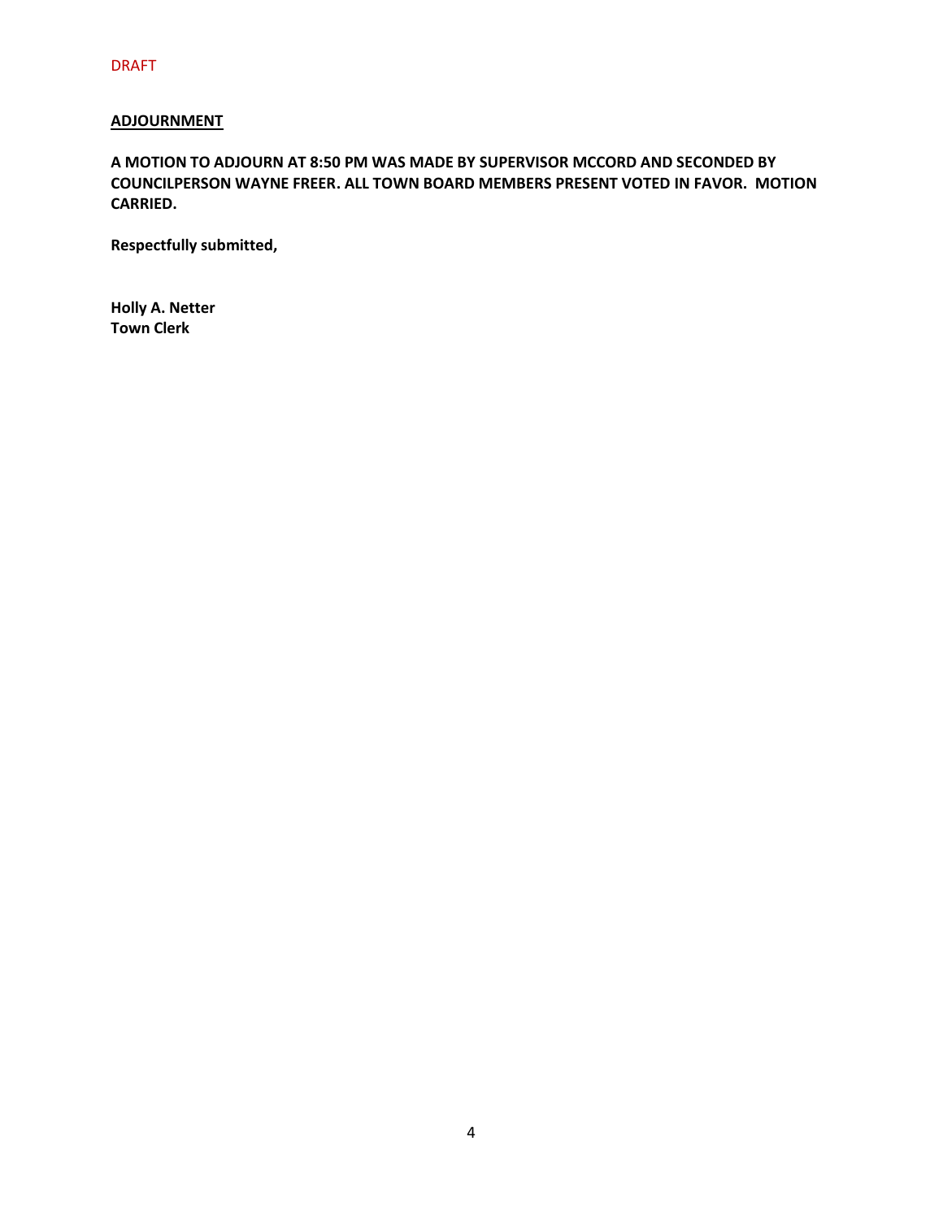DRAFT

**ADJOURNMENT**

**A MOTION TO ADJOURN AT 8:50 PM WAS MADE BY SUPERVISOR MCCORD AND SECONDED BY COUNCILPERSON WAYNE FREER. ALL TOWN BOARD MEMBERS PRESENT VOTED IN FAVOR. MOTION CARRIED.**

**Respectfully submitted,**

**Holly A. Netter**
**Town Clerk**